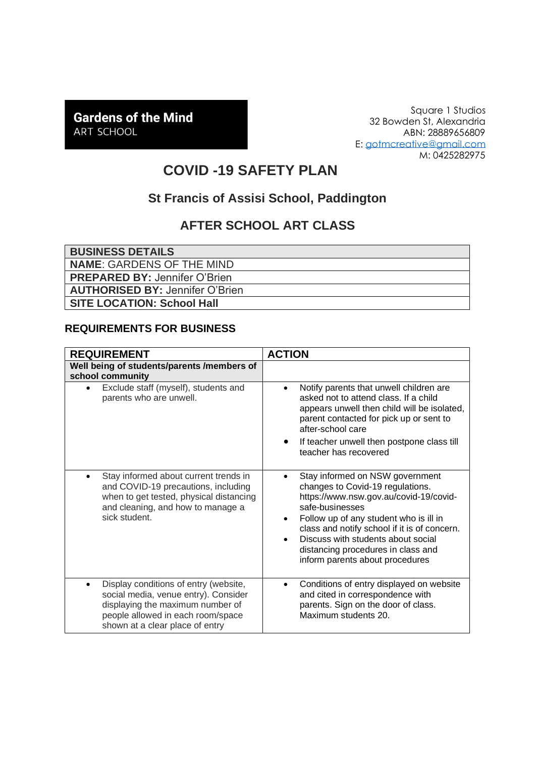**Gardens of the Mind**
ART SCHOOL

Square 1 Studios
32 Bowden St, Alexandria
ABN: 28889656809
E: gotmcreative@gmail.com
M: 0425282975

# COVID -19 SAFETY PLAN

## St Francis of Assisi School, Paddington

## AFTER SCHOOL ART CLASS

| BUSINESS DETAILS |
|---|
| **NAME**: GARDENS OF THE MIND |
| **PREPARED BY:** Jennifer O'Brien |
| **AUTHORISED BY:** Jennifer O'Brien |
| **SITE LOCATION: School Hall** |

### REQUIREMENTS FOR BUSINESS

| REQUIREMENT | ACTION |
|---|---|
| **Well being of students/parents /members of school community** | |
| • Exclude staff (myself), students and parents who are unwell. | • Notify parents that unwell children are asked not to attend class. If a child appears unwell then child will be isolated, parent contacted for pick up or sent to after-school care<br>• If teacher unwell then postpone class till teacher has recovered |
| • Stay informed about current trends in and COVID-19 precautions, including when to get tested, physical distancing and cleaning, and how to manage a sick student. | • Stay informed on NSW government changes to Covid-19 regulations. https://www.nsw.gov.au/covid-19/covid-safe-businesses<br>• Follow up of any student who is ill in class and notify school if it is of concern.<br>• Discuss with students about social distancing procedures in class and inform parents about procedures |
| • Display conditions of entry (website, social media, venue entry). Consider displaying the maximum number of people allowed in each room/space shown at a clear place of entry | • Conditions of entry displayed on website and cited in correspondence with parents. Sign on the door of class. Maximum students 20. |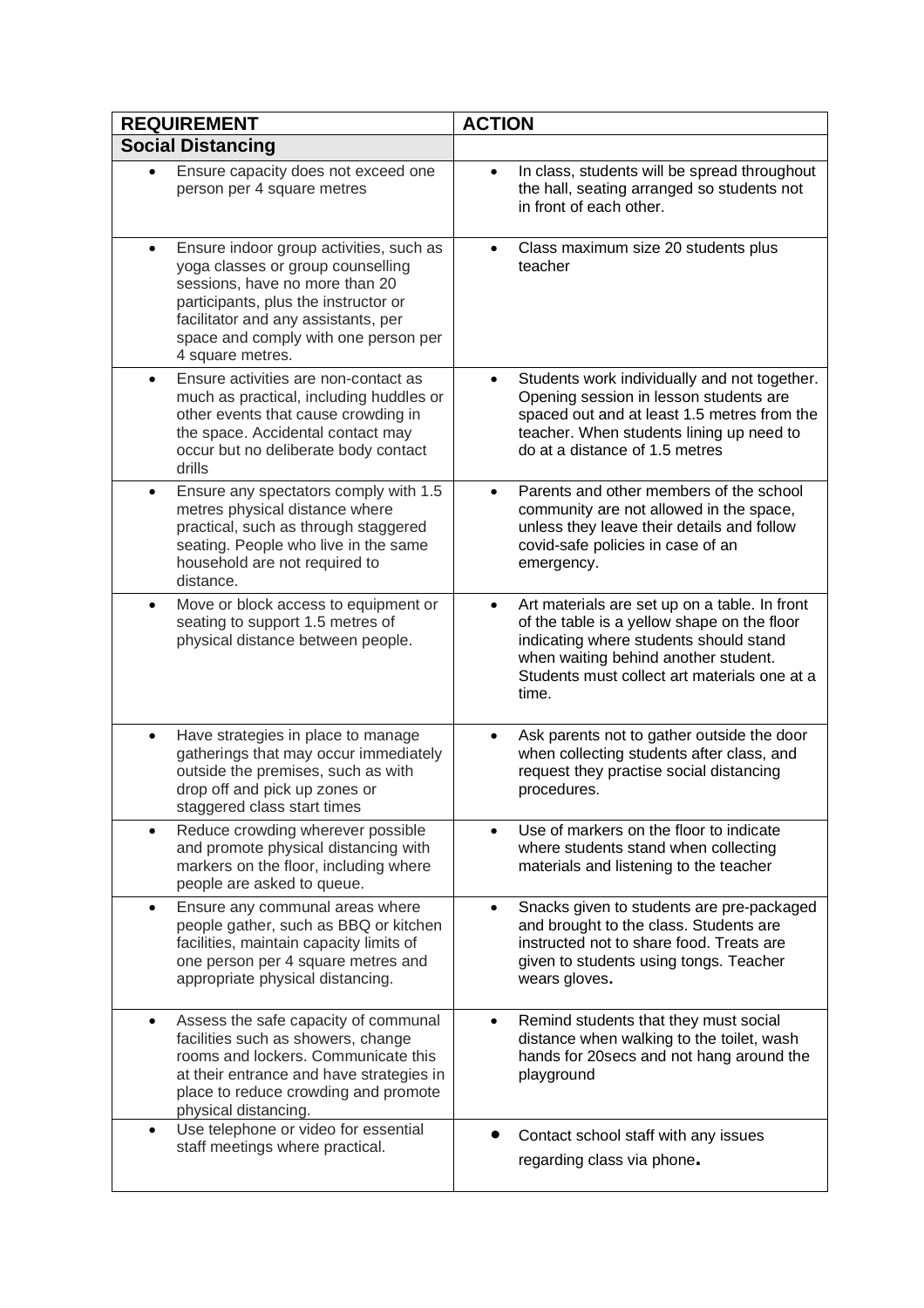| REQUIREMENT | ACTION |
| --- | --- |
| **Social Distancing** | |
| • Ensure capacity does not exceed one person per 4 square metres | • In class, students will be spread throughout the hall, seating arranged so students not in front of each other. |
| • Ensure indoor group activities, such as yoga classes or group counselling sessions, have no more than 20 participants, plus the instructor or facilitator and any assistants, per space and comply with one person per 4 square metres. | • Class maximum size 20 students plus teacher |
| • Ensure activities are non-contact as much as practical, including huddles or other events that cause crowding in the space. Accidental contact may occur but no deliberate body contact drills | • Students work individually and not together. Opening session in lesson students are spaced out and at least 1.5 metres from the teacher. When students lining up need to do at a distance of 1.5 metres |
| • Ensure any spectators comply with 1.5 metres physical distance where practical, such as through staggered seating. People who live in the same household are not required to distance. | • Parents and other members of the school community are not allowed in the space, unless they leave their details and follow covid-safe policies in case of an emergency. |
| • Move or block access to equipment or seating to support 1.5 metres of physical distance between people. | • Art materials are set up on a table. In front of the table is a yellow shape on the floor indicating where students should stand when waiting behind another student. Students must collect art materials one at a time. |
| • Have strategies in place to manage gatherings that may occur immediately outside the premises, such as with drop off and pick up zones or staggered class start times | • Ask parents not to gather outside the door when collecting students after class, and request they practise social distancing procedures. |
| • Reduce crowding wherever possible and promote physical distancing with markers on the floor, including where people are asked to queue. | • Use of markers on the floor to indicate where students stand when collecting materials and listening to the teacher |
| • Ensure any communal areas where people gather, such as BBQ or kitchen facilities, maintain capacity limits of one person per 4 square metres and appropriate physical distancing. | • Snacks given to students are pre-packaged and brought to the class. Students are instructed not to share food. Treats are given to students using tongs. Teacher wears gloves. |
| • Assess the safe capacity of communal facilities such as showers, change rooms and lockers. Communicate this at their entrance and have strategies in place to reduce crowding and promote physical distancing. | • Remind students that they must social distance when walking to the toilet, wash hands for 20secs and not hang around the playground |
| • Use telephone or video for essential staff meetings where practical. | • Contact school staff with any issues regarding class via phone. |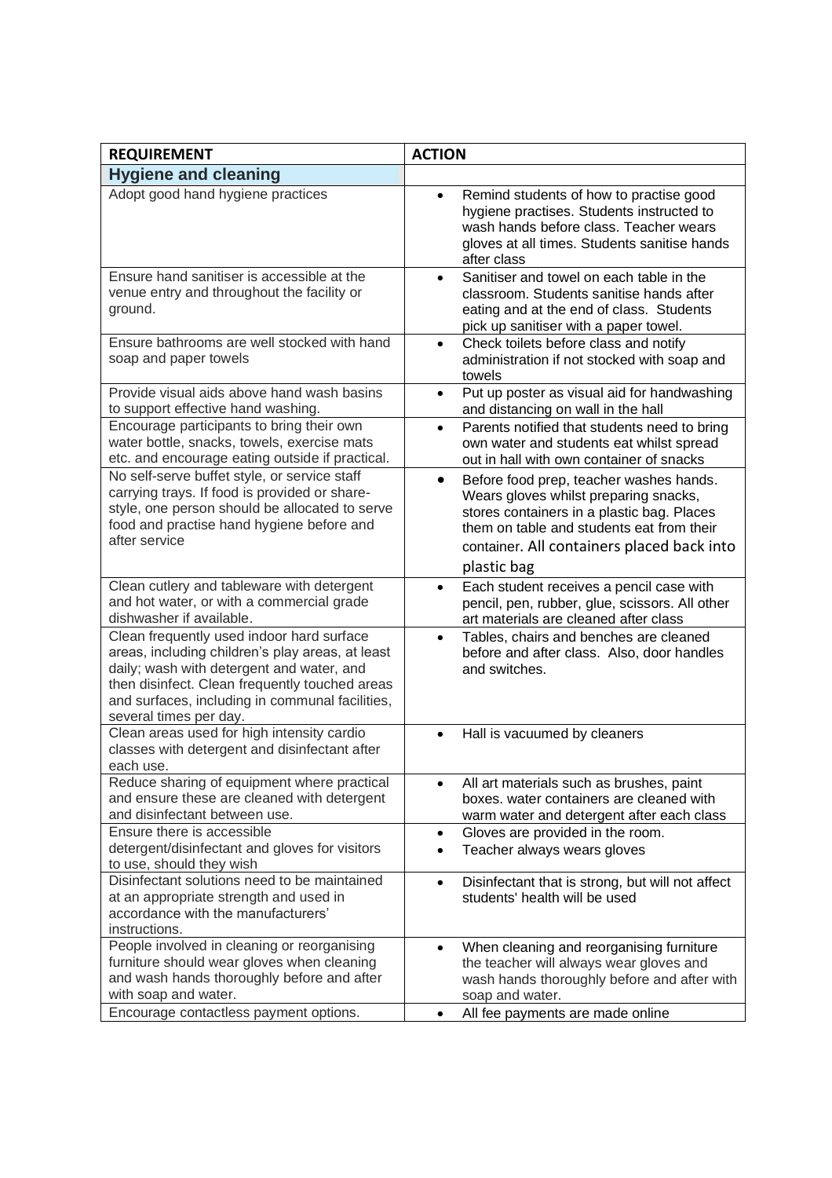| REQUIREMENT | ACTION |
|---|---|
| **Hygiene and cleaning** | |
| Adopt good hand hygiene practices | • Remind students of how to practise good hygiene practises. Students instructed to wash hands before class. Teacher wears gloves at all times. Students sanitise hands after class |
| Ensure hand sanitiser is accessible at the venue entry and throughout the facility or ground. | • Sanitiser and towel on each table in the classroom. Students sanitise hands after eating and at the end of class. Students pick up sanitiser with a paper towel. |
| Ensure bathrooms are well stocked with hand soap and paper towels | • Check toilets before class and notify administration if not stocked with soap and towels |
| Provide visual aids above hand wash basins to support effective hand washing. | • Put up poster as visual aid for handwashing and distancing on wall in the hall |
| Encourage participants to bring their own water bottle, snacks, towels, exercise mats etc. and encourage eating outside if practical. | • Parents notified that students need to bring own water and students eat whilst spread out in hall with own container of snacks |
| No self-serve buffet style, or service staff carrying trays. If food is provided or share-style, one person should be allocated to serve food and practise hand hygiene before and after service | • Before food prep, teacher washes hands. Wears gloves whilst preparing snacks, stores containers in a plastic bag. Places them on table and students eat from their container. All containers placed back into plastic bag |
| Clean cutlery and tableware with detergent and hot water, or with a commercial grade dishwasher if available. | • Each student receives a pencil case with pencil, pen, rubber, glue, scissors. All other art materials are cleaned after class |
| Clean frequently used indoor hard surface areas, including children's play areas, at least daily; wash with detergent and water, and then disinfect. Clean frequently touched areas and surfaces, including in communal facilities, several times per day. | • Tables, chairs and benches are cleaned before and after class. Also, door handles and switches. |
| Clean areas used for high intensity cardio classes with detergent and disinfectant after each use. | • Hall is vacuumed by cleaners |
| Reduce sharing of equipment where practical and ensure these are cleaned with detergent and disinfectant between use. | • All art materials such as brushes, paint boxes. water containers are cleaned with warm water and detergent after each class |
| Ensure there is accessible detergent/disinfectant and gloves for visitors to use, should they wish | • Gloves are provided in the room.<br>• Teacher always wears gloves |
| Disinfectant solutions need to be maintained at an appropriate strength and used in accordance with the manufacturers' instructions. | • Disinfectant that is strong, but will not affect students' health will be used |
| People involved in cleaning or reorganising furniture should wear gloves when cleaning and wash hands thoroughly before and after with soap and water. | • When cleaning and reorganising furniture the teacher will always wear gloves and wash hands thoroughly before and after with soap and water. |
| Encourage contactless payment options. | • All fee payments are made online |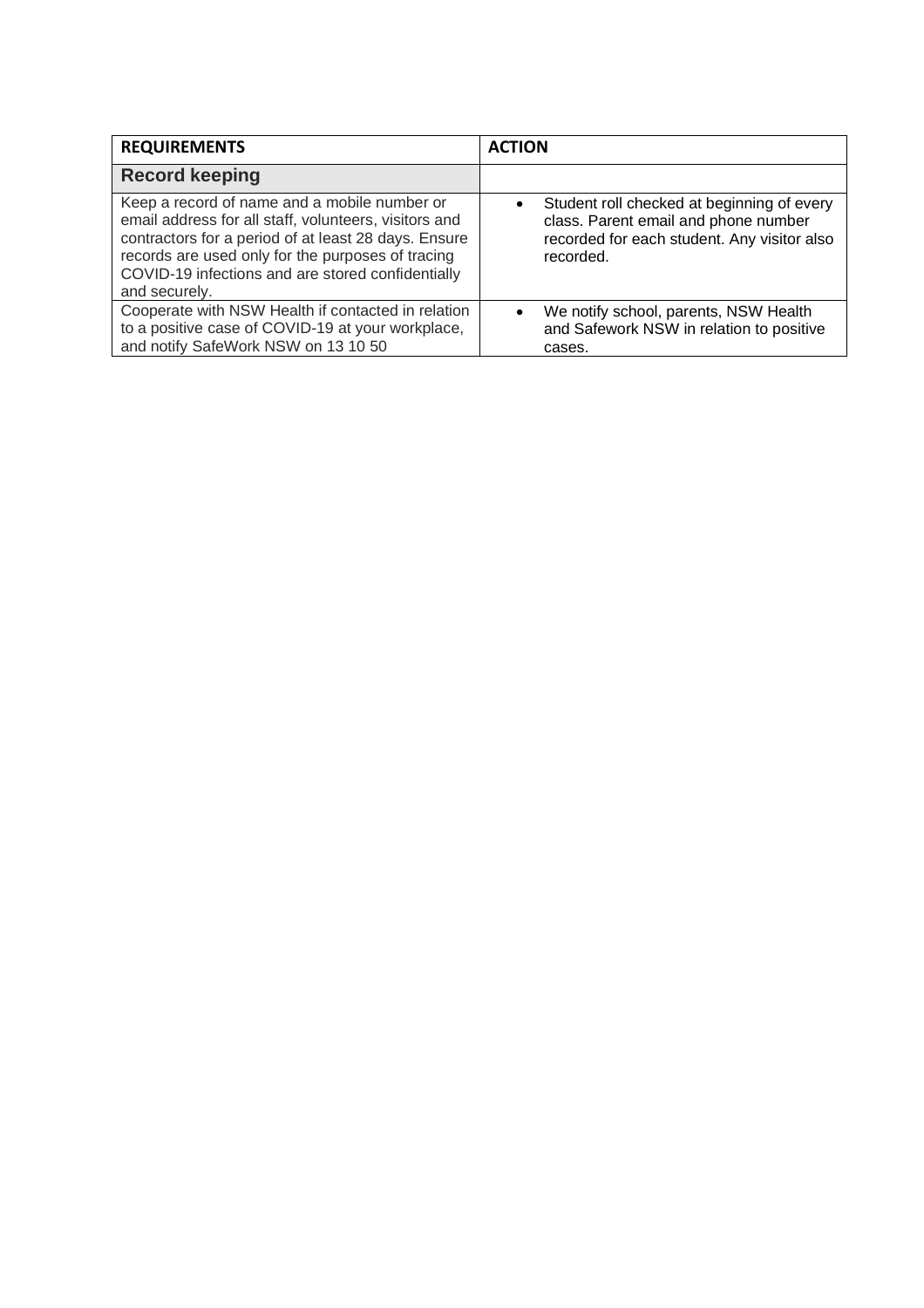| REQUIREMENTS | ACTION |
|---|---|
| **Record keeping** | |
| Keep a record of name and a mobile number or email address for all staff, volunteers, visitors and contractors for a period of at least 28 days. Ensure records are used only for the purposes of tracing COVID-19 infections and are stored confidentially and securely. | • Student roll checked at beginning of every class. Parent email and phone number recorded for each student. Any visitor also recorded. |
| Cooperate with NSW Health if contacted in relation to a positive case of COVID-19 at your workplace, and notify SafeWork NSW on 13 10 50 | • We notify school, parents, NSW Health and Safework NSW in relation to positive cases. |